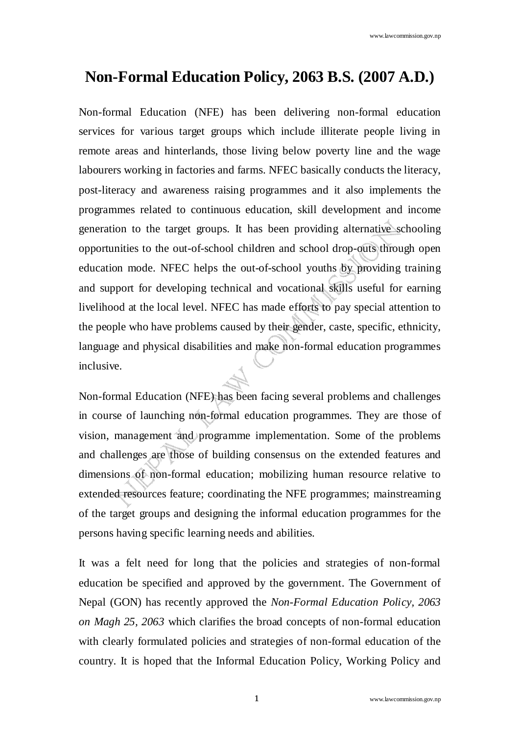# Non-Formal Education Policy, 2063 B.S. (2007 A.D.)

Non-formal Education (NFE) has been delivering non-formal education services for various target groups which include illiterate people living in remote areas and hinterlands, those living below poverty line and the wage labourers working in factories and farms. NFEC basically conducts the literacy, post-literacy and awareness raising programmes and it also implements the programmes related to continuous education, skill development and income generation to the target groups. It has been providing alternative schooling opportunities to the out-of-school children and school drop-outs through open education mode. NFEC helps the out-of-school youths by providing training and support for developing technical and vocational skills useful for earning livelihood at the local level. NFEC has made efforts to pay special attention to the people who have problems caused by their gender, caste, specific, ethnicity, language and physical disabilities and make non-formal education programmes inclusive.

Non-formal Education (NFE) has been facing several problems and challenges in course of launching non-formal education programmes. They are those of vision, management and programme implementation. Some of the problems and challenges are those of building consensus on the extended features and dimensions of non-formal education; mobilizing human resource relative to extended resources feature; coordinating the NFE programmes; mainstreaming of the target groups and designing the informal education programmes for the persons having specific learning needs and abilities.

It was a felt need for long that the policies and strategies of non-formal education be specified and approved by the government. The Government of Nepal (GON) has recently approved the *Non-Formal Education Policy, 2063 on Magh 25, 2063* which clarifies the broad concepts of non-formal education with clearly formulated policies and strategies of non-formal education of the country. It is hoped that the Informal Education Policy, Working Policy and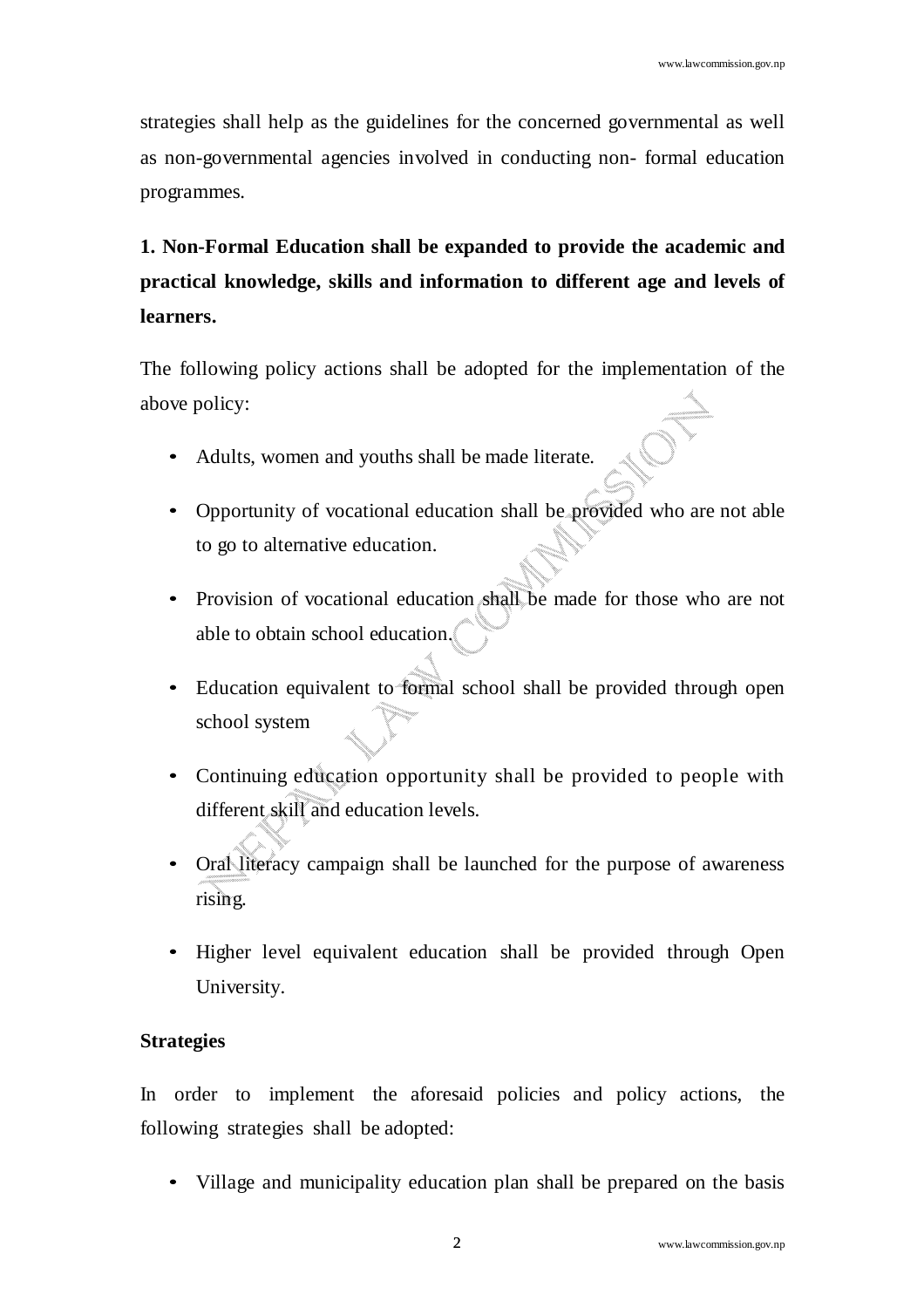strategies shall help as the guidelines for the concerned governmental as well as non-governmental agencies involved in conducting non- formal education programmes.

**1. Non-Formal Education shall be expanded to provide the academic and practical knowledge, skills and information to different age and levels of learners.**

The following policy actions shall be adopted for the implementation of the above policy:

- Adults, women and youths shall be made literate.
- Opportunity of vocational education shall be provided who are not able to go to alternative education.
- Provision of vocational education shall be made for those who are not able to obtain school education.
- Education equivalent to formal school shall be provided through open school system
- Continuing education opportunity shall be provided to people with different skill and education levels.
- Oral literacy campaign shall be launched for the purpose of awareness rising.
- Higher level equivalent education shall be provided through Open University.

**Strategies**

In order to implement the aforesaid policies and policy actions, the following strategies shall be adopted:

- Village and municipality education plan shall be prepared on the basis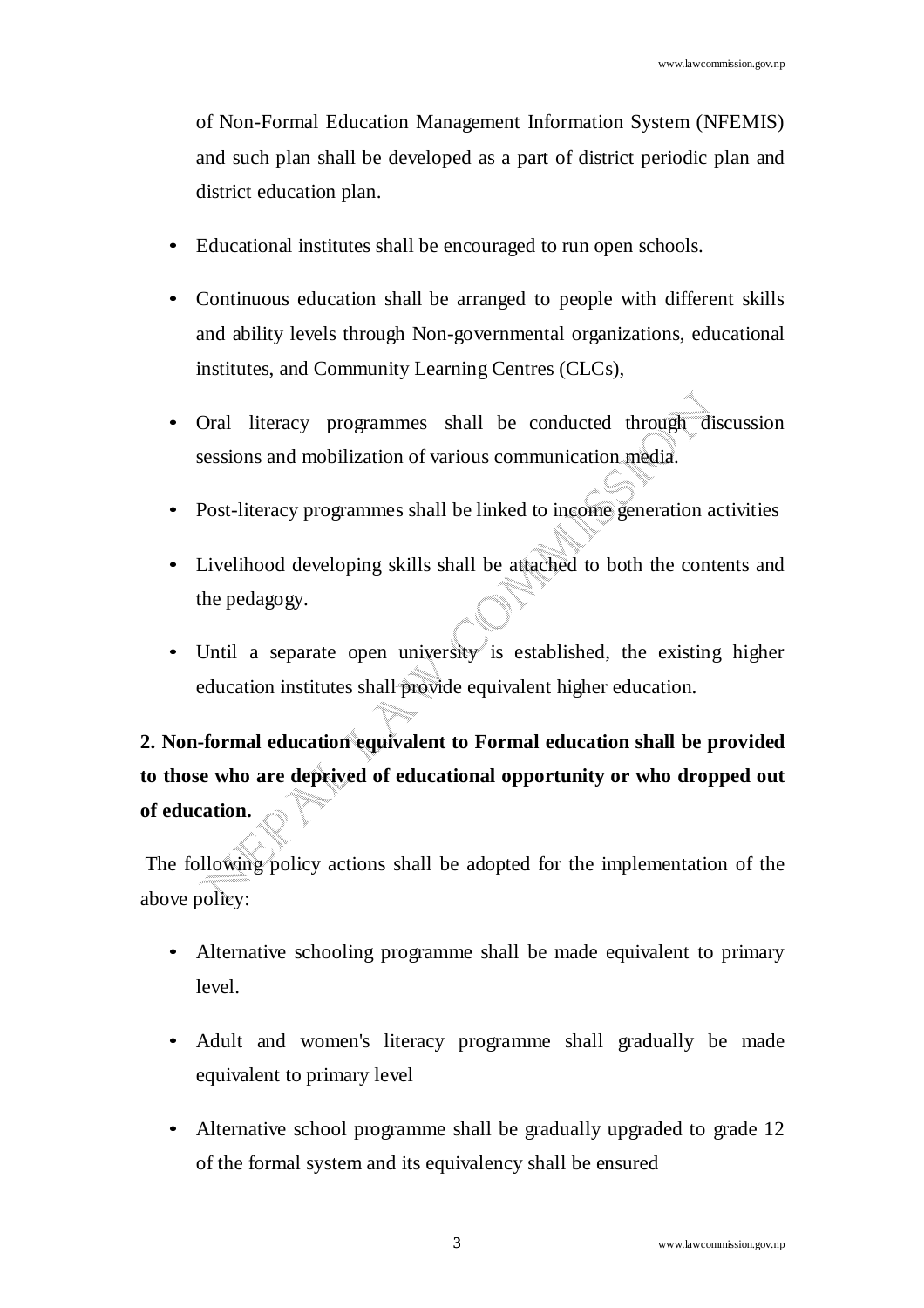of Non-Formal Education Management Information System (NFEMIS) and such plan shall be developed as a part of district periodic plan and district education plan.

- Educational institutes shall be encouraged to run open schools.
- Continuous education shall be arranged to people with different skills and ability levels through Non-governmental organizations, educational institutes, and Community Learning Centres (CLCs),
- Oral literacy programmes shall be conducted through discussion sessions and mobilization of various communication media.
- Post-literacy programmes shall be linked to income generation activities
- Livelihood developing skills shall be attached to both the contents and the pedagogy.
- Until a separate open university is established, the existing higher education institutes shall provide equivalent higher education.

**2. Non-formal education equivalent to Formal education shall be provided to those who are deprived of educational opportunity or who dropped out of education.**

The following policy actions shall be adopted for the implementation of the above policy:

- Alternative schooling programme shall be made equivalent to primary level.
- Adult and women's literacy programme shall gradually be made equivalent to primary level
- Alternative school programme shall be gradually upgraded to grade 12 of the formal system and its equivalency shall be ensured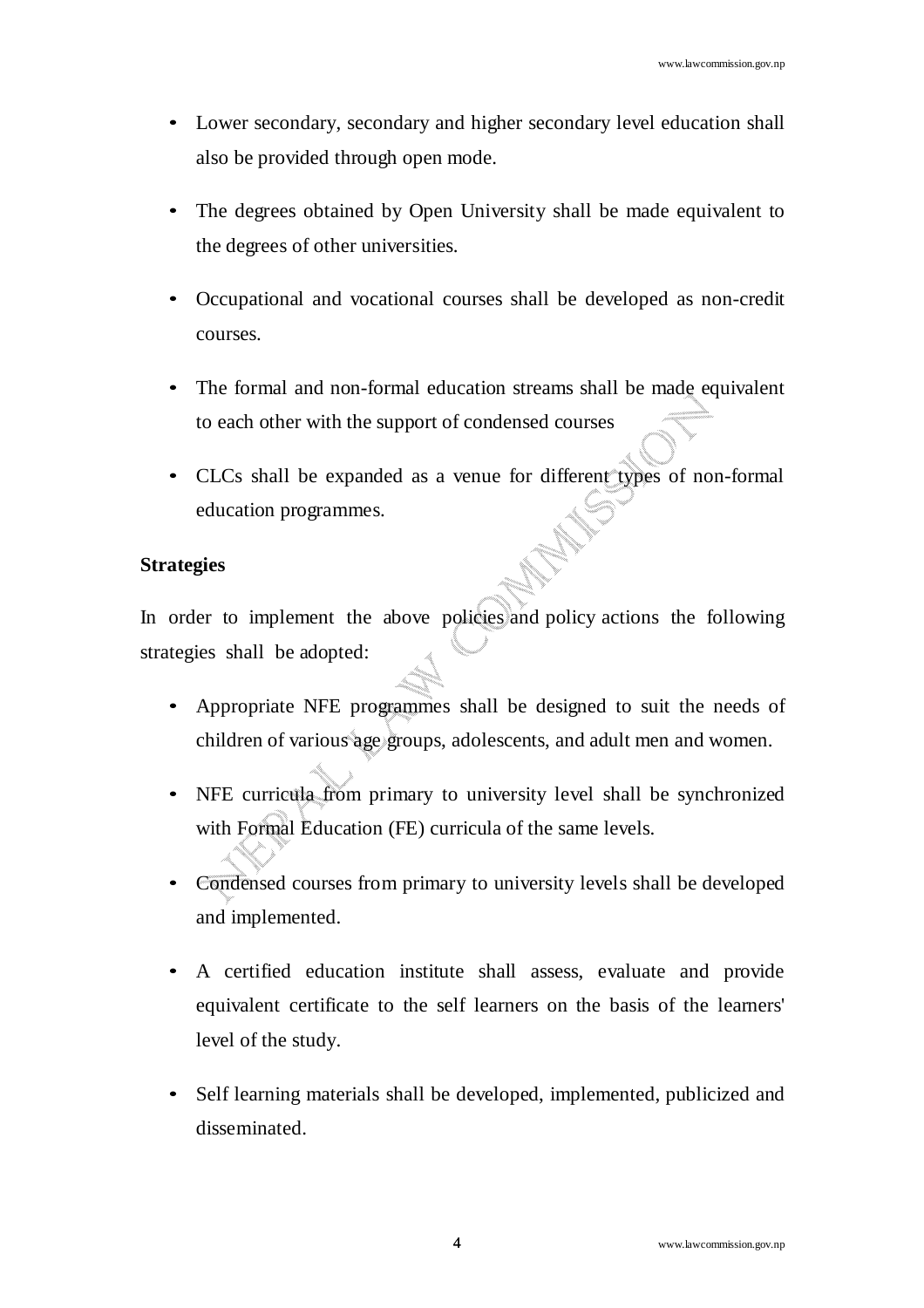- Lower secondary, secondary and higher secondary level education shall also be provided through open mode.
- The degrees obtained by Open University shall be made equivalent to the degrees of other universities.
- Occupational and vocational courses shall be developed as non-credit courses.
- The formal and non-formal education streams shall be made equivalent to each other with the support of condensed courses
- CLCs shall be expanded as a venue for different types of non-formal education programmes.

**Strategies**

In order to implement the above policies and policy actions the following strategies shall be adopted:

- Appropriate NFE programmes shall be designed to suit the needs of children of various age groups, adolescents, and adult men and women.
- NFE curricula from primary to university level shall be synchronized with Formal Education (FE) curricula of the same levels.
- Condensed courses from primary to university levels shall be developed and implemented.
- A certified education institute shall assess, evaluate and provide equivalent certificate to the self learners on the basis of the learners' level of the study.
- Self learning materials shall be developed, implemented, publicized and disseminated.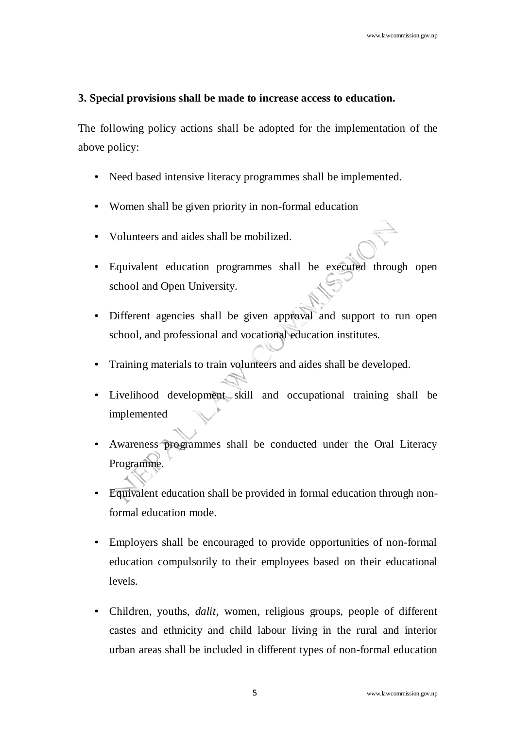**3. Special provisions shall be made to increase access to education.**

The following policy actions shall be adopted for the implementation of the above policy:

- Need based intensive literacy programmes shall be implemented.
- Women shall be given priority in non-formal education
- Volunteers and aides shall be mobilized.
- Equivalent education programmes shall be executed through open school and Open University.
- Different agencies shall be given approval and support to run open school, and professional and vocational education institutes.
- Training materials to train volunteers and aides shall be developed.
- Livelihood development skill and occupational training shall be implemented
- Awareness programmes shall be conducted under the Oral Literacy Programme.
- Equivalent education shall be provided in formal education through non-formal education mode.
- Employers shall be encouraged to provide opportunities of non-formal education compulsorily to their employees based on their educational levels.
- Children, youths, *dalit*, women, religious groups, people of different castes and ethnicity and child labour living in the rural and interior urban areas shall be included in different types of non-formal education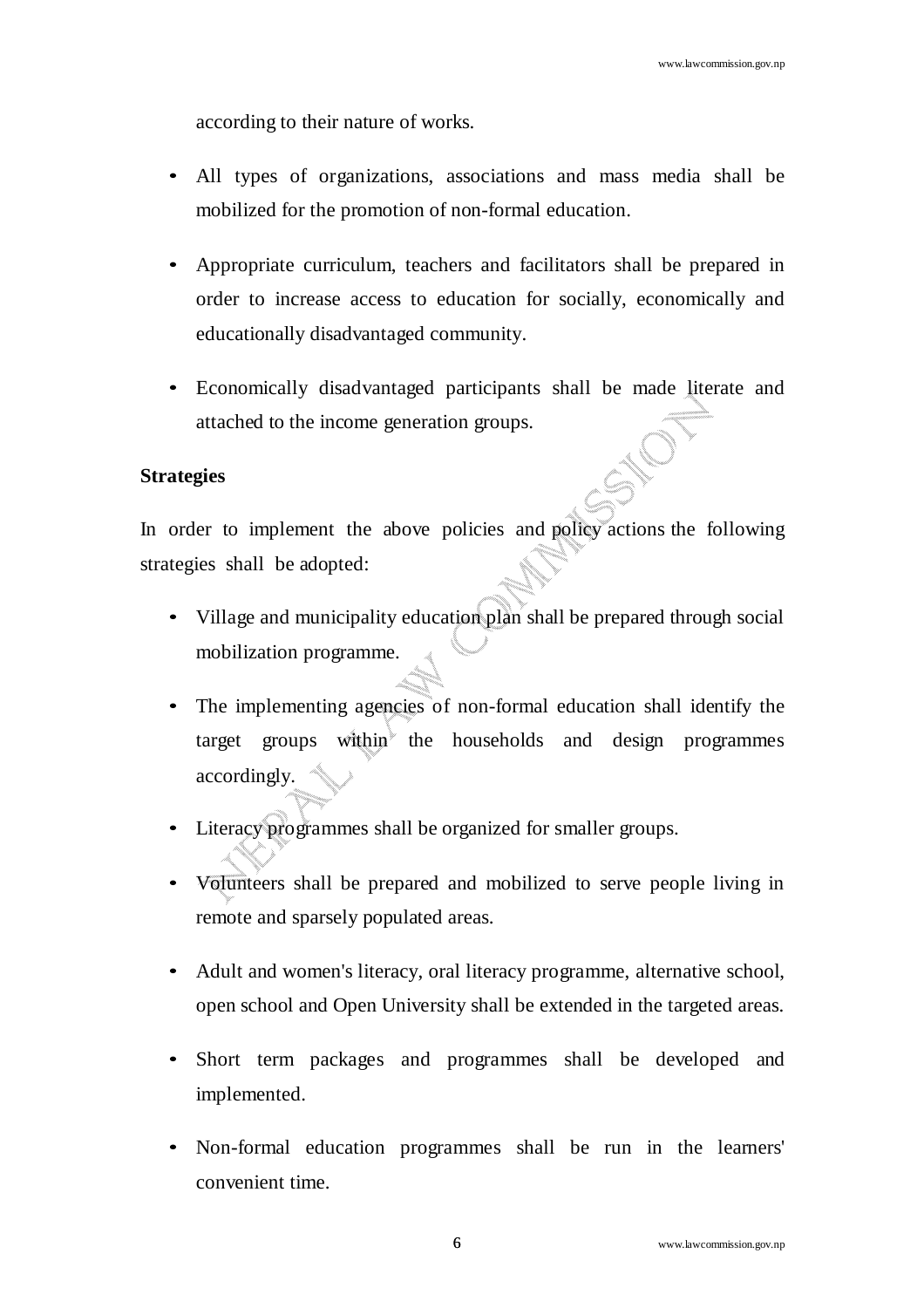according to their nature of works.

- All types of organizations, associations and mass media shall be mobilized for the promotion of non-formal education.
- Appropriate curriculum, teachers and facilitators shall be prepared in order to increase access to education for socially, economically and educationally disadvantaged community.
- Economically disadvantaged participants shall be made literate and attached to the income generation groups.

**Strategies**

In order to implement the above policies and policy actions the following strategies shall be adopted:

- Village and municipality education plan shall be prepared through social mobilization programme.
- The implementing agencies of non-formal education shall identify the target groups within the households and design programmes accordingly.
- Literacy programmes shall be organized for smaller groups.
- Volunteers shall be prepared and mobilized to serve people living in remote and sparsely populated areas.
- Adult and women's literacy, oral literacy programme, alternative school, open school and Open University shall be extended in the targeted areas.
- Short term packages and programmes shall be developed and implemented.
- Non-formal education programmes shall be run in the learners' convenient time.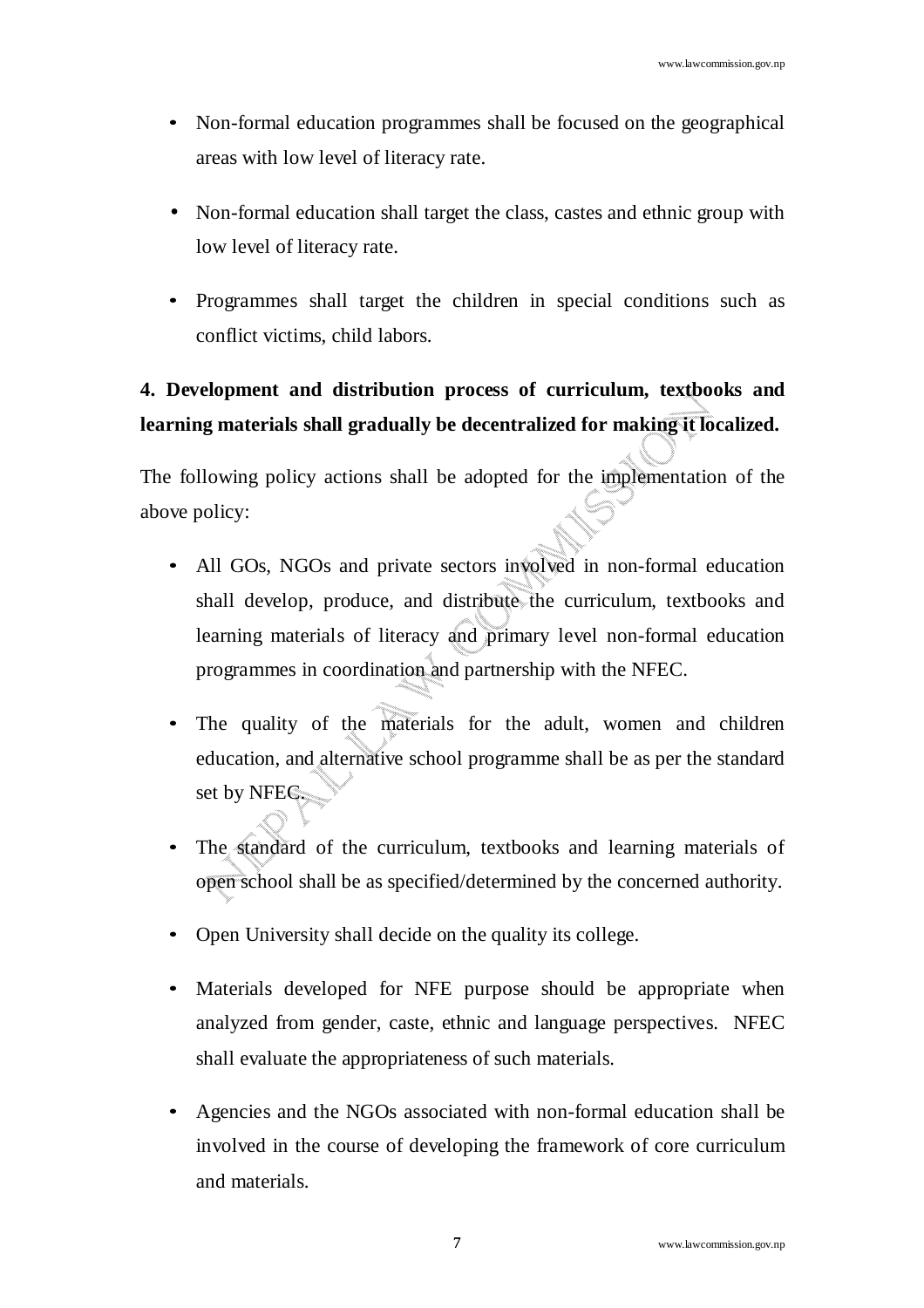- Non-formal education programmes shall be focused on the geographical areas with low level of literacy rate.
- Non-formal education shall target the class, castes and ethnic group with low level of literacy rate.
- Programmes shall target the children in special conditions such as conflict victims, child labors.

**4. Development and distribution process of curriculum, textbooks and learning materials shall gradually be decentralized for making it localized.**

The following policy actions shall be adopted for the implementation of the above policy:

- All GOs, NGOs and private sectors involved in non-formal education shall develop, produce, and distribute the curriculum, textbooks and learning materials of literacy and primary level non-formal education programmes in coordination and partnership with the NFEC.
- The quality of the materials for the adult, women and children education, and alternative school programme shall be as per the standard set by NFEC.
- The standard of the curriculum, textbooks and learning materials of open school shall be as specified/determined by the concerned authority.
- Open University shall decide on the quality its college.
- Materials developed for NFE purpose should be appropriate when analyzed from gender, caste, ethnic and language perspectives. NFEC shall evaluate the appropriateness of such materials.
- Agencies and the NGOs associated with non-formal education shall be involved in the course of developing the framework of core curriculum and materials.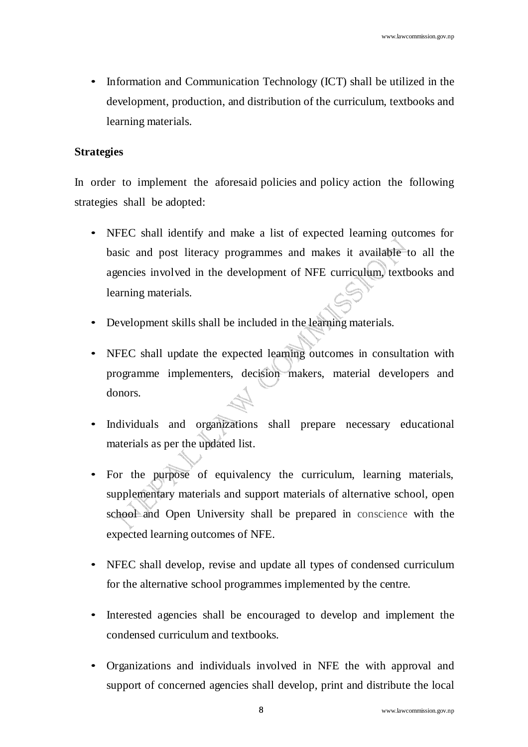- Information and Communication Technology (ICT) shall be utilized in the development, production, and distribution of the curriculum, textbooks and learning materials.

**Strategies**

In order to implement the aforesaid policies and policy action the following strategies shall be adopted:

- NFEC shall identify and make a list of expected learning outcomes for basic and post literacy programmes and makes it available to all the agencies involved in the development of NFE curriculum, textbooks and learning materials.
- Development skills shall be included in the learning materials.
- NFEC shall update the expected learning outcomes in consultation with programme implementers, decision makers, material developers and donors.
- Individuals and organizations shall prepare necessary educational materials as per the updated list.
- For the purpose of equivalency the curriculum, learning materials, supplementary materials and support materials of alternative school, open school and Open University shall be prepared in conscience with the expected learning outcomes of NFE.
- NFEC shall develop, revise and update all types of condensed curriculum for the alternative school programmes implemented by the centre.
- Interested agencies shall be encouraged to develop and implement the condensed curriculum and textbooks.
- Organizations and individuals involved in NFE the with approval and support of concerned agencies shall develop, print and distribute the local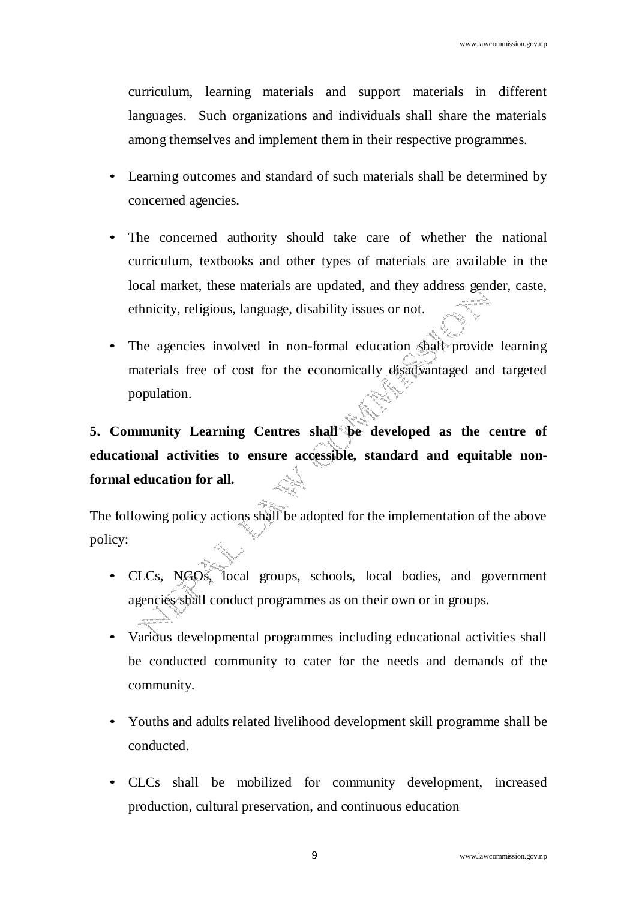curriculum, learning materials and support materials in different languages. Such organizations and individuals shall share the materials among themselves and implement them in their respective programmes.

- Learning outcomes and standard of such materials shall be determined by concerned agencies.

- The concerned authority should take care of whether the national curriculum, textbooks and other types of materials are available in the local market, these materials are updated, and they address gender, caste, ethnicity, religious, language, disability issues or not.

- The agencies involved in non-formal education shall provide learning materials free of cost for the economically disadvantaged and targeted population.

**5. Community Learning Centres shall be developed as the centre of educational activities to ensure accessible, standard and equitable non-formal education for all.**

The following policy actions shall be adopted for the implementation of the above policy:

- CLCs, NGOs, local groups, schools, local bodies, and government agencies shall conduct programmes as on their own or in groups.

- Various developmental programmes including educational activities shall be conducted community to cater for the needs and demands of the community.

- Youths and adults related livelihood development skill programme shall be conducted.

- CLCs shall be mobilized for community development, increased production, cultural preservation, and continuous education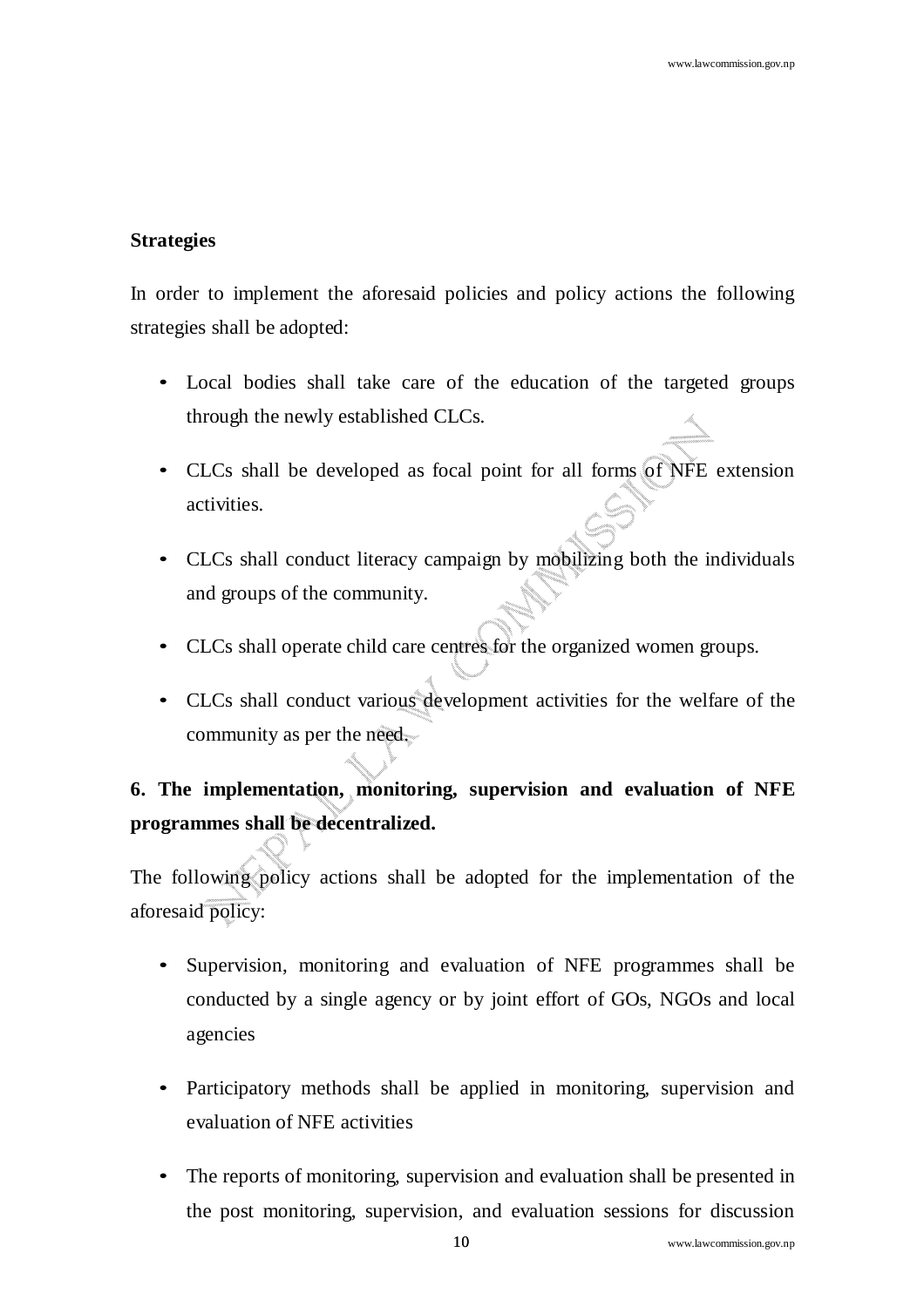**Strategies**

In order to implement the aforesaid policies and policy actions the following strategies shall be adopted:

- Local bodies shall take care of the education of the targeted groups through the newly established CLCs.
- CLCs shall be developed as focal point for all forms of NFE extension activities.
- CLCs shall conduct literacy campaign by mobilizing both the individuals and groups of the community.
- CLCs shall operate child care centres for the organized women groups.
- CLCs shall conduct various development activities for the welfare of the community as per the need.

**6. The implementation, monitoring, supervision and evaluation of NFE programmes shall be decentralized.**

The following policy actions shall be adopted for the implementation of the aforesaid policy:

- Supervision, monitoring and evaluation of NFE programmes shall be conducted by a single agency or by joint effort of GOs, NGOs and local agencies
- Participatory methods shall be applied in monitoring, supervision and evaluation of NFE activities
- The reports of monitoring, supervision and evaluation shall be presented in the post monitoring, supervision, and evaluation sessions for discussion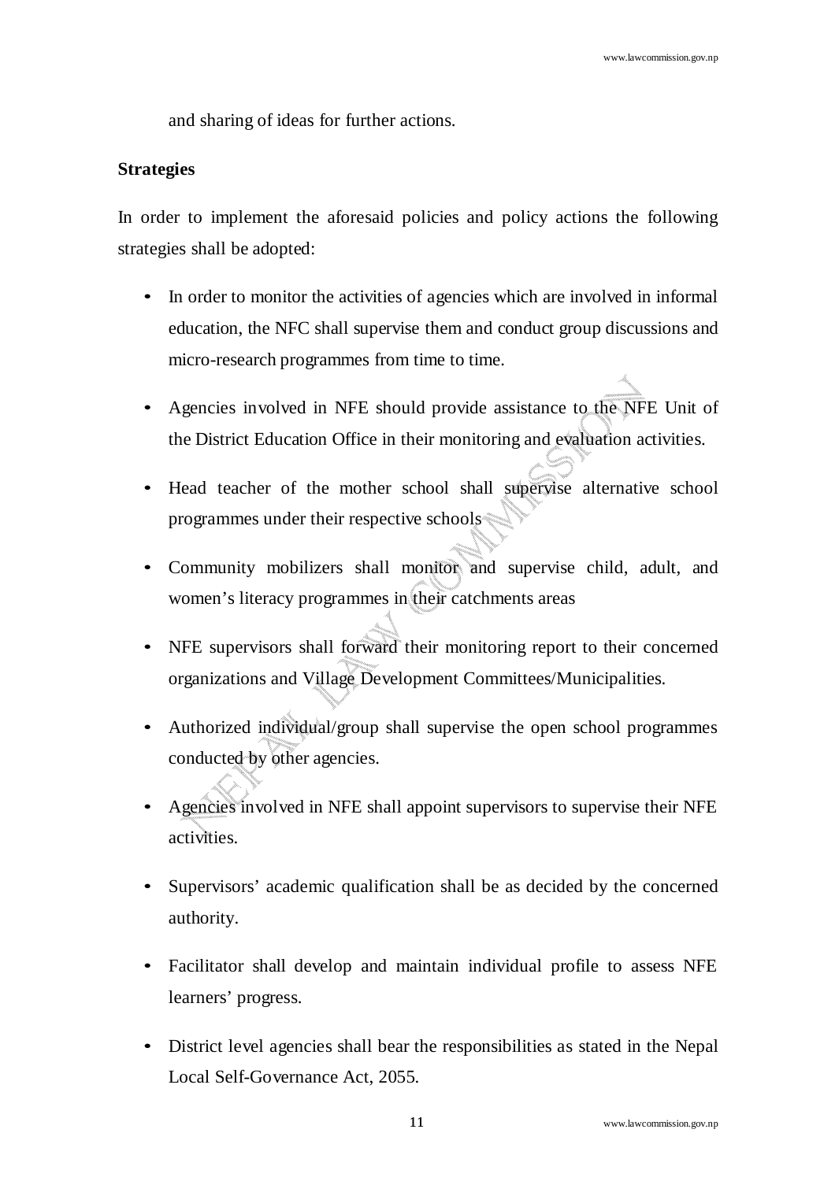and sharing of ideas for further actions.

**Strategies**

In order to implement the aforesaid policies and policy actions the following strategies shall be adopted:

- In order to monitor the activities of agencies which are involved in informal education, the NFC shall supervise them and conduct group discussions and micro-research programmes from time to time.
- Agencies involved in NFE should provide assistance to the NFE Unit of the District Education Office in their monitoring and evaluation activities.
- Head teacher of the mother school shall supervise alternative school programmes under their respective schools
- Community mobilizers shall monitor and supervise child, adult, and women's literacy programmes in their catchments areas
- NFE supervisors shall forward their monitoring report to their concerned organizations and Village Development Committees/Municipalities.
- Authorized individual/group shall supervise the open school programmes conducted by other agencies.
- Agencies involved in NFE shall appoint supervisors to supervise their NFE activities.
- Supervisors' academic qualification shall be as decided by the concerned authority.
- Facilitator shall develop and maintain individual profile to assess NFE learners' progress.
- District level agencies shall bear the responsibilities as stated in the Nepal Local Self-Governance Act, 2055.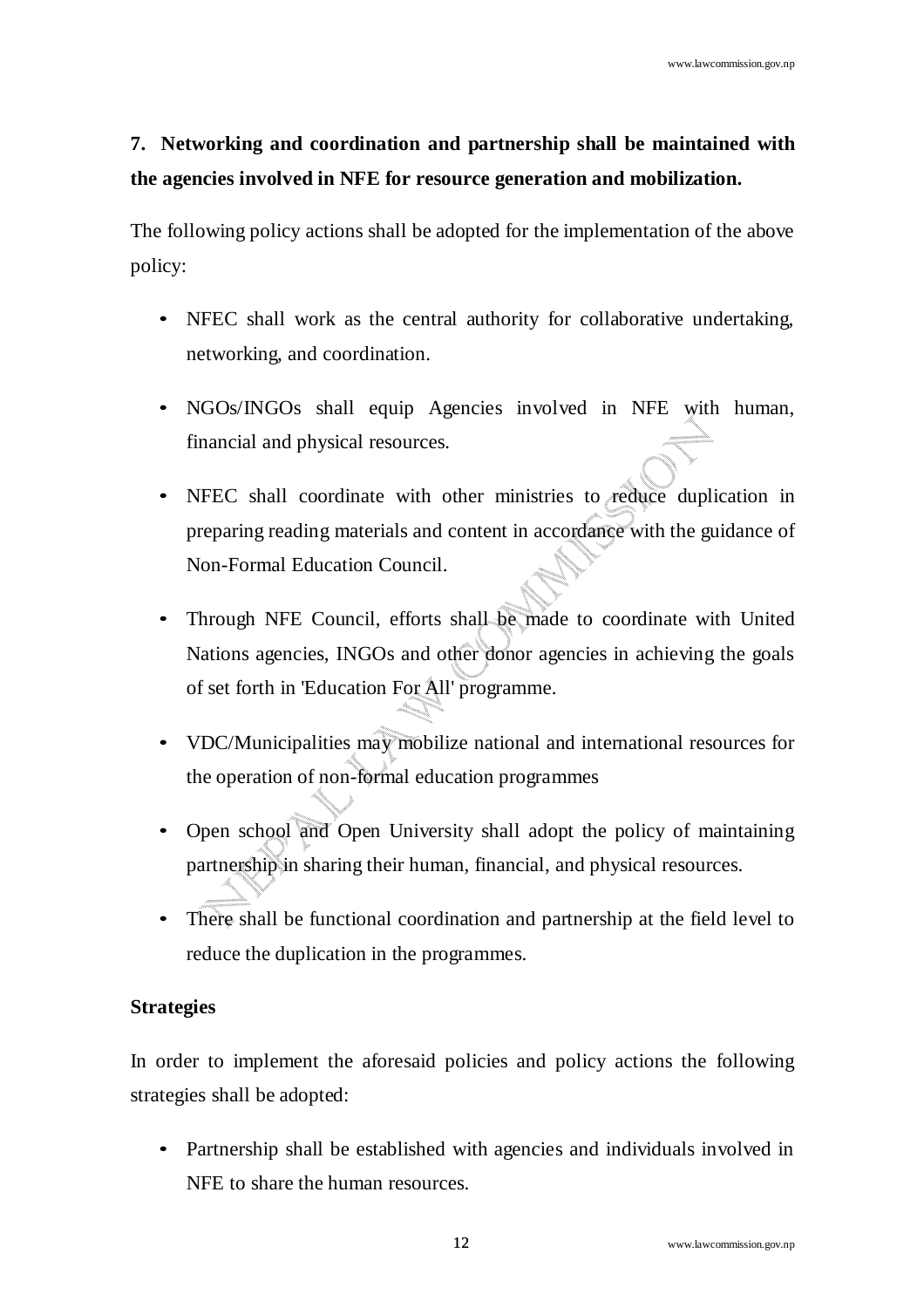**7. Networking and coordination and partnership shall be maintained with the agencies involved in NFE for resource generation and mobilization.**

The following policy actions shall be adopted for the implementation of the above policy:

- NFEC shall work as the central authority for collaborative undertaking, networking, and coordination.
- NGOs/INGOs shall equip Agencies involved in NFE with human, financial and physical resources.
- NFEC shall coordinate with other ministries to reduce duplication in preparing reading materials and content in accordance with the guidance of Non-Formal Education Council.
- Through NFE Council, efforts shall be made to coordinate with United Nations agencies, INGOs and other donor agencies in achieving the goals of set forth in 'Education For All' programme.
- VDC/Municipalities may mobilize national and international resources for the operation of non-formal education programmes
- Open school and Open University shall adopt the policy of maintaining partnership in sharing their human, financial, and physical resources.
- There shall be functional coordination and partnership at the field level to reduce the duplication in the programmes.

**Strategies**

In order to implement the aforesaid policies and policy actions the following strategies shall be adopted:

- Partnership shall be established with agencies and individuals involved in NFE to share the human resources.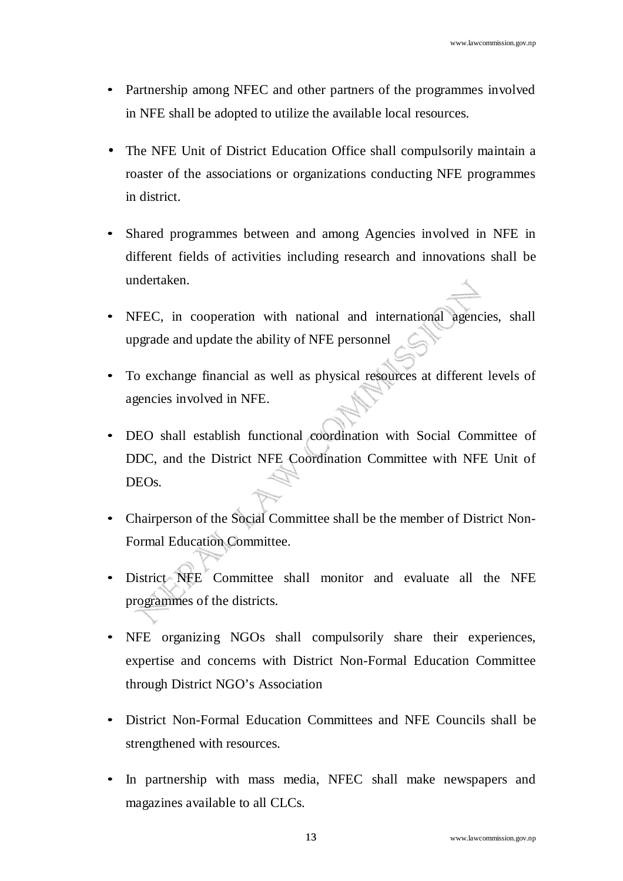- Partnership among NFEC and other partners of the programmes involved in NFE shall be adopted to utilize the available local resources.
- The NFE Unit of District Education Office shall compulsorily maintain a roaster of the associations or organizations conducting NFE programmes in district.
- Shared programmes between and among Agencies involved in NFE in different fields of activities including research and innovations shall be undertaken.
- NFEC, in cooperation with national and international agencies, shall upgrade and update the ability of NFE personnel
- To exchange financial as well as physical resources at different levels of agencies involved in NFE.
- DEO shall establish functional coordination with Social Committee of DDC, and the District NFE Coordination Committee with NFE Unit of DEOs.
- Chairperson of the Social Committee shall be the member of District Non-Formal Education Committee.
- District NFE Committee shall monitor and evaluate all the NFE programmes of the districts.
- NFE organizing NGOs shall compulsorily share their experiences, expertise and concerns with District Non-Formal Education Committee through District NGO's Association
- District Non-Formal Education Committees and NFE Councils shall be strengthened with resources.
- In partnership with mass media, NFEC shall make newspapers and magazines available to all CLCs.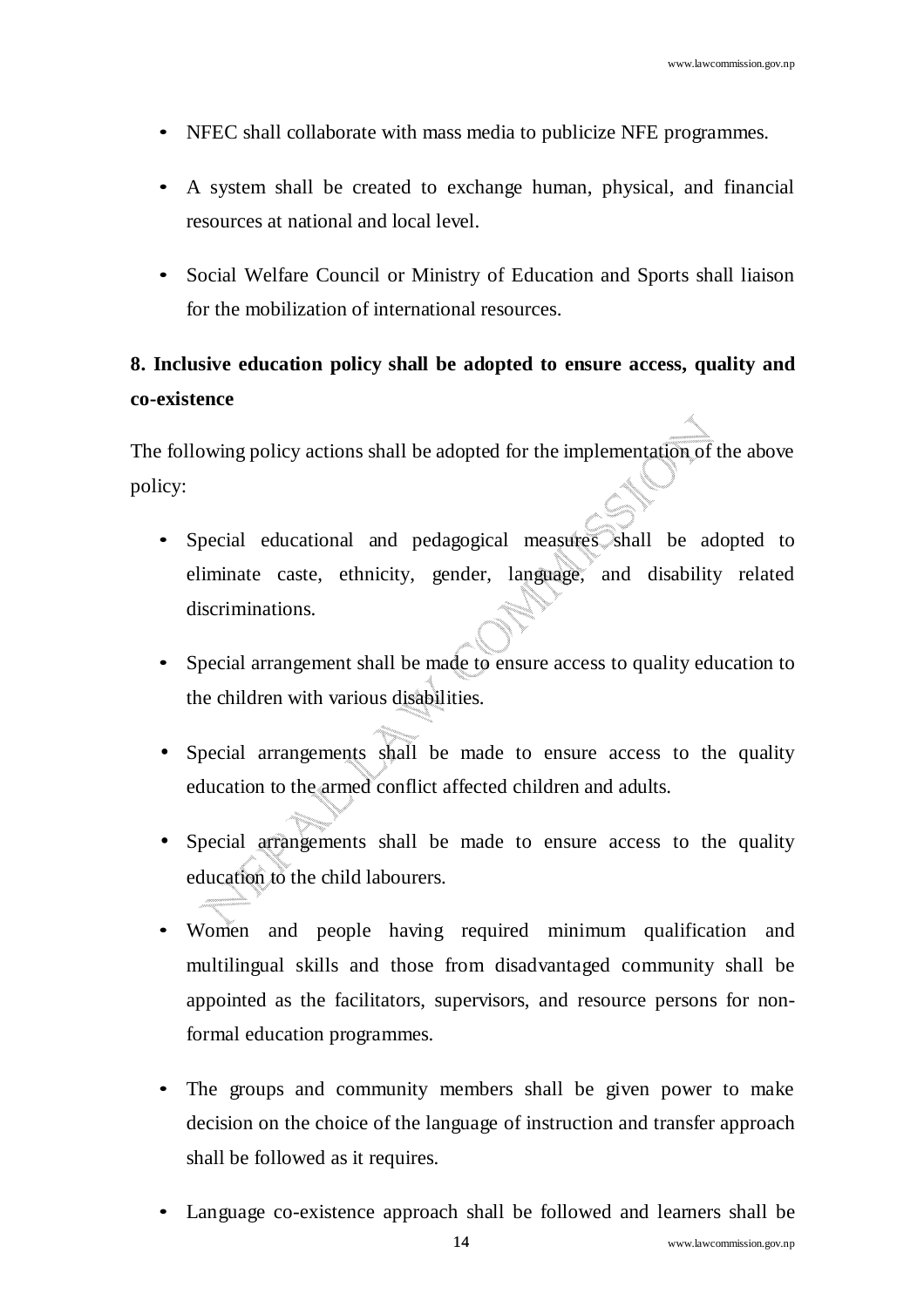- NFEC shall collaborate with mass media to publicize NFE programmes.
- A system shall be created to exchange human, physical, and financial resources at national and local level.
- Social Welfare Council or Ministry of Education and Sports shall liaison for the mobilization of international resources.

**8. Inclusive education policy shall be adopted to ensure access, quality and co-existence**

The following policy actions shall be adopted for the implementation of the above policy:

- Special educational and pedagogical measures shall be adopted to eliminate caste, ethnicity, gender, language, and disability related discriminations.
- Special arrangement shall be made to ensure access to quality education to the children with various disabilities.
- Special arrangements shall be made to ensure access to the quality education to the armed conflict affected children and adults.
- Special arrangements shall be made to ensure access to the quality education to the child labourers.
- Women and people having required minimum qualification and multilingual skills and those from disadvantaged community shall be appointed as the facilitators, supervisors, and resource persons for non-formal education programmes.
- The groups and community members shall be given power to make decision on the choice of the language of instruction and transfer approach shall be followed as it requires.
- Language co-existence approach shall be followed and learners shall be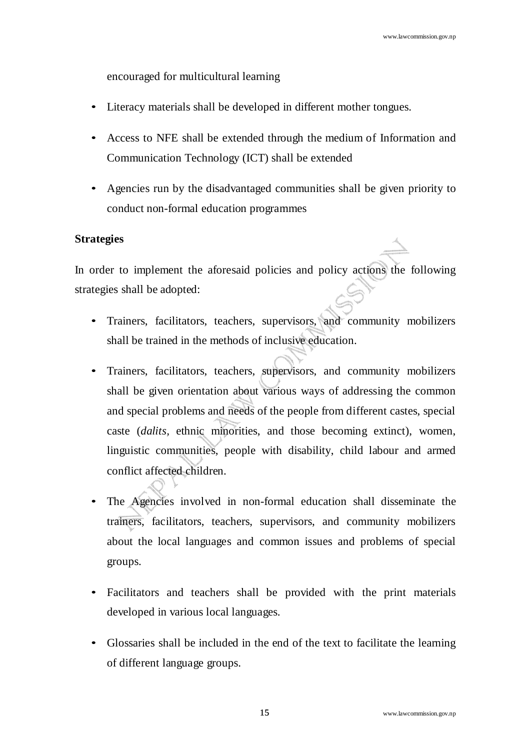encouraged for multicultural learning

- Literacy materials shall be developed in different mother tongues.
- Access to NFE shall be extended through the medium of Information and Communication Technology (ICT) shall be extended
- Agencies run by the disadvantaged communities shall be given priority to conduct non-formal education programmes

**Strategies**

In order to implement the aforesaid policies and policy actions the following strategies shall be adopted:

- Trainers, facilitators, teachers, supervisors, and community mobilizers shall be trained in the methods of inclusive education.
- Trainers, facilitators, teachers, supervisors, and community mobilizers shall be given orientation about various ways of addressing the common and special problems and needs of the people from different castes, special caste (*dalits*, ethnic minorities, and those becoming extinct), women, linguistic communities, people with disability, child labour and armed conflict affected children.
- The Agencies involved in non-formal education shall disseminate the trainers, facilitators, teachers, supervisors, and community mobilizers about the local languages and common issues and problems of special groups.
- Facilitators and teachers shall be provided with the print materials developed in various local languages.
- Glossaries shall be included in the end of the text to facilitate the learning of different language groups.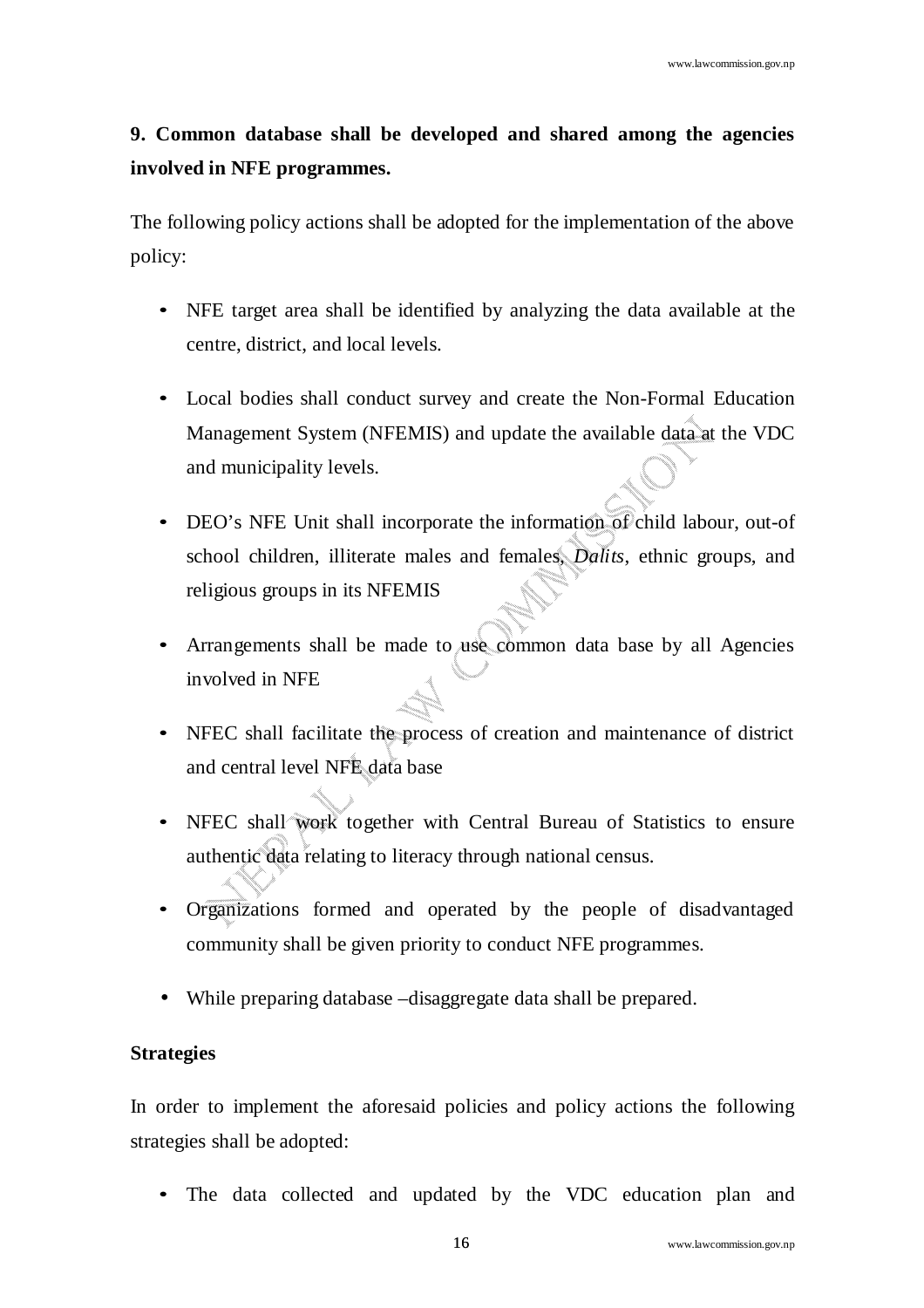**9. Common database shall be developed and shared among the agencies involved in NFE programmes.**

The following policy actions shall be adopted for the implementation of the above policy:

- NFE target area shall be identified by analyzing the data available at the centre, district, and local levels.
- Local bodies shall conduct survey and create the Non-Formal Education Management System (NFEMIS) and update the available data at the VDC and municipality levels.
- DEO's NFE Unit shall incorporate the information of child labour, out-of school children, illiterate males and females, *Dalits*, ethnic groups, and religious groups in its NFEMIS
- Arrangements shall be made to use common data base by all Agencies involved in NFE
- NFEC shall facilitate the process of creation and maintenance of district and central level NFE data base
- NFEC shall work together with Central Bureau of Statistics to ensure authentic data relating to literacy through national census.
- Organizations formed and operated by the people of disadvantaged community shall be given priority to conduct NFE programmes.
- While preparing database –disaggregate data shall be prepared.

**Strategies**

In order to implement the aforesaid policies and policy actions the following strategies shall be adopted:

- The data collected and updated by the VDC education plan and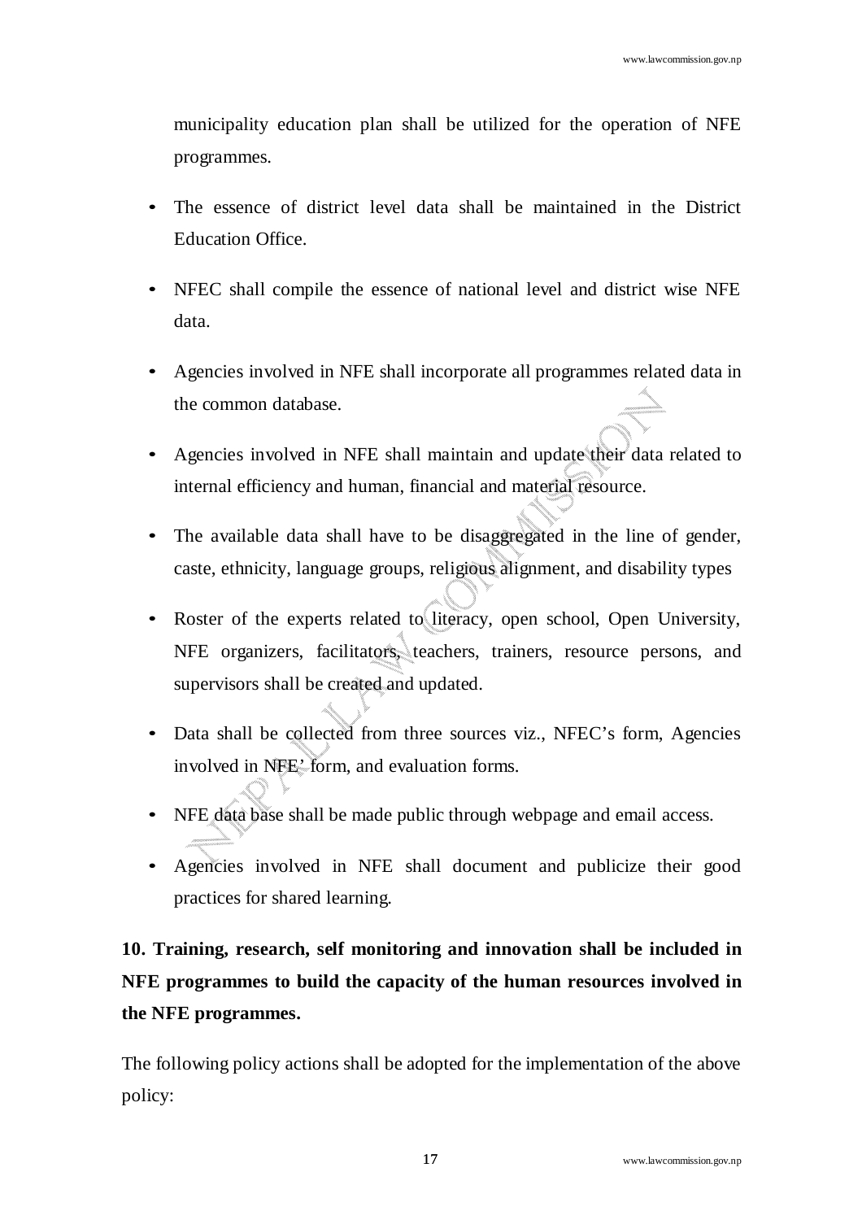municipality education plan shall be utilized for the operation of NFE programmes.

- The essence of district level data shall be maintained in the District Education Office.
- NFEC shall compile the essence of national level and district wise NFE data.
- Agencies involved in NFE shall incorporate all programmes related data in the common database.
- Agencies involved in NFE shall maintain and update their data related to internal efficiency and human, financial and material resource.
- The available data shall have to be disaggregated in the line of gender, caste, ethnicity, language groups, religious alignment, and disability types
- Roster of the experts related to literacy, open school, Open University, NFE organizers, facilitators, teachers, trainers, resource persons, and supervisors shall be created and updated.
- Data shall be collected from three sources viz., NFEC's form, Agencies involved in NFE' form, and evaluation forms.
- NFE data base shall be made public through webpage and email access.
- Agencies involved in NFE shall document and publicize their good practices for shared learning.

**10. Training, research, self monitoring and innovation shall be included in NFE programmes to build the capacity of the human resources involved in the NFE programmes.**

The following policy actions shall be adopted for the implementation of the above policy: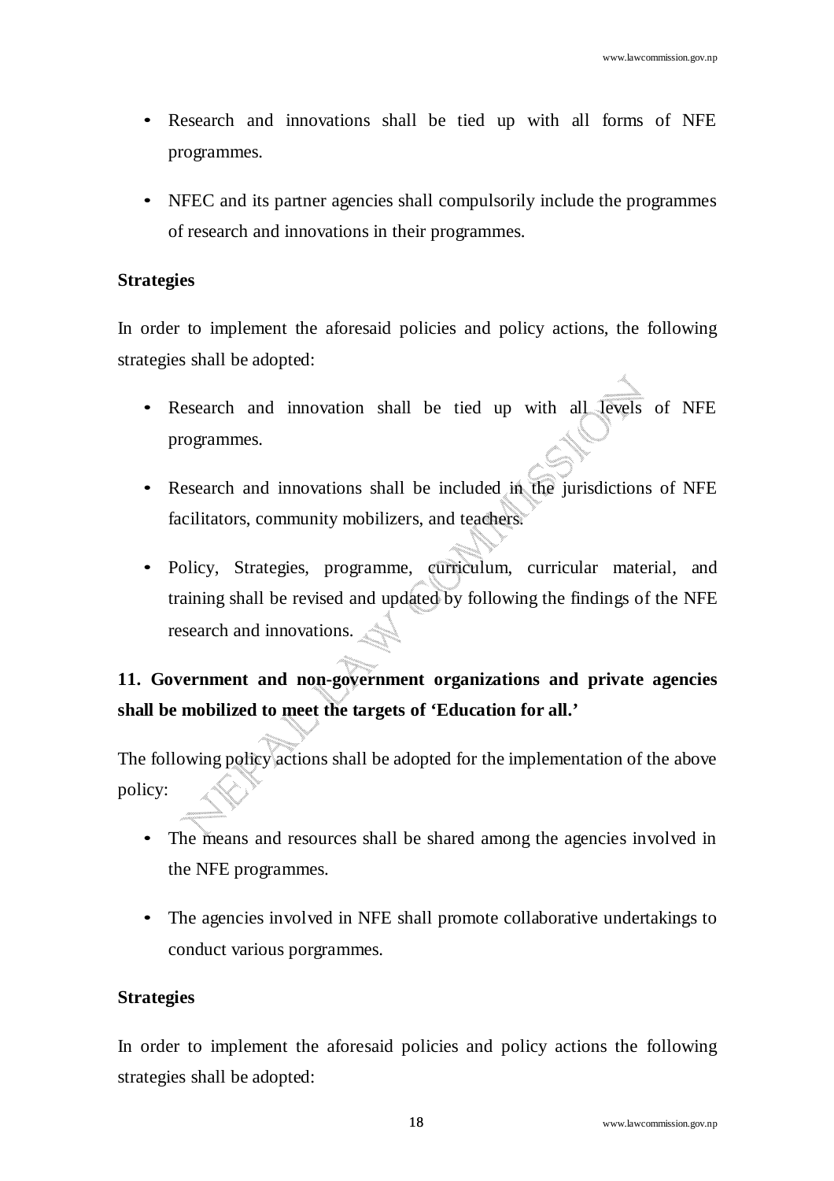- Research and innovations shall be tied up with all forms of NFE programmes.
- NFEC and its partner agencies shall compulsorily include the programmes of research and innovations in their programmes.

**Strategies**

In order to implement the aforesaid policies and policy actions, the following strategies shall be adopted:

- Research and innovation shall be tied up with all levels of NFE programmes.
- Research and innovations shall be included in the jurisdictions of NFE facilitators, community mobilizers, and teachers.
- Policy, Strategies, programme, curriculum, curricular material, and training shall be revised and updated by following the findings of the NFE research and innovations.

**11. Government and non-government organizations and private agencies shall be mobilized to meet the targets of 'Education for all.'**

The following policy actions shall be adopted for the implementation of the above policy:

- The means and resources shall be shared among the agencies involved in the NFE programmes.
- The agencies involved in NFE shall promote collaborative undertakings to conduct various porgrammes.

**Strategies**

In order to implement the aforesaid policies and policy actions the following strategies shall be adopted: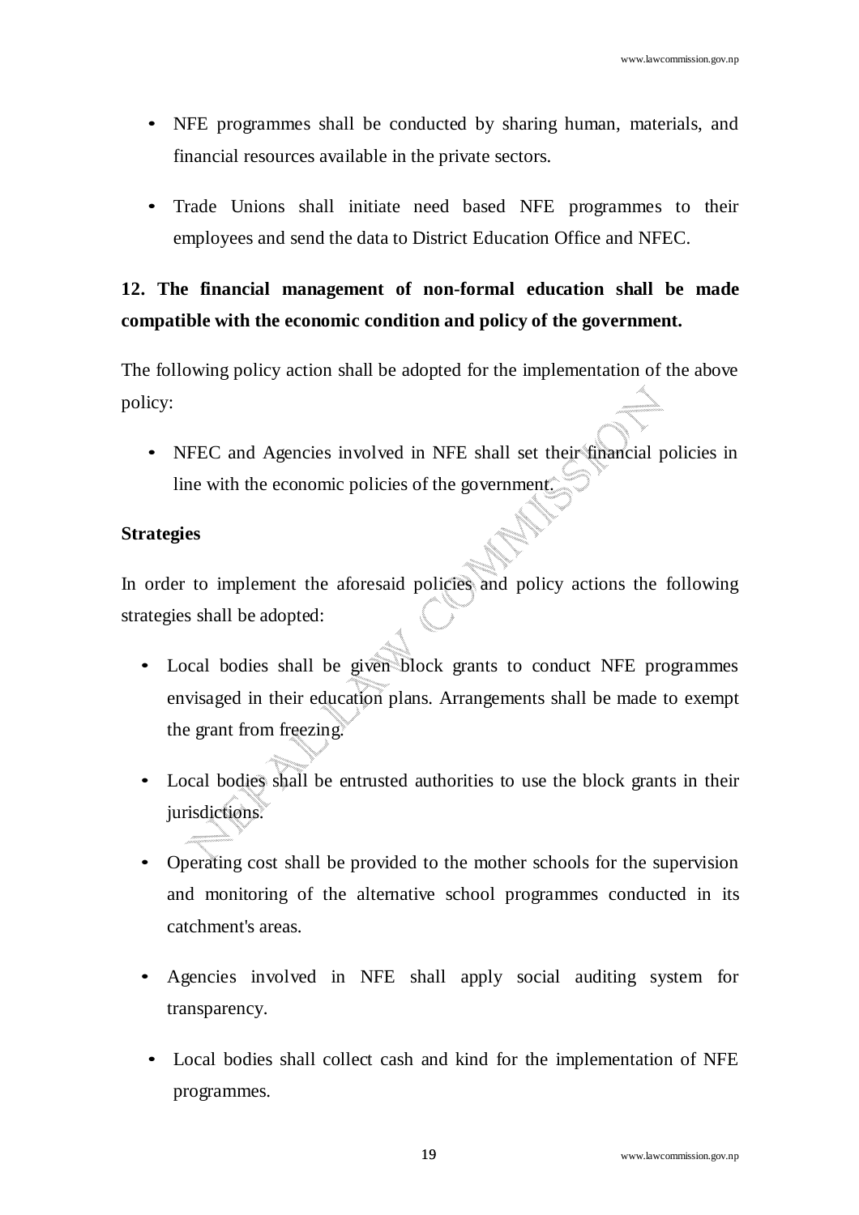- NFE programmes shall be conducted by sharing human, materials, and financial resources available in the private sectors.
- Trade Unions shall initiate need based NFE programmes to their employees and send the data to District Education Office and NFEC.

**12. The financial management of non-formal education shall be made compatible with the economic condition and policy of the government.**

The following policy action shall be adopted for the implementation of the above policy:

- NFEC and Agencies involved in NFE shall set their financial policies in line with the economic policies of the government.

**Strategies**

In order to implement the aforesaid policies and policy actions the following strategies shall be adopted:

- Local bodies shall be given block grants to conduct NFE programmes envisaged in their education plans. Arrangements shall be made to exempt the grant from freezing.
- Local bodies shall be entrusted authorities to use the block grants in their jurisdictions.
- Operating cost shall be provided to the mother schools for the supervision and monitoring of the alternative school programmes conducted in its catchment's areas.
- Agencies involved in NFE shall apply social auditing system for transparency.
- Local bodies shall collect cash and kind for the implementation of NFE programmes.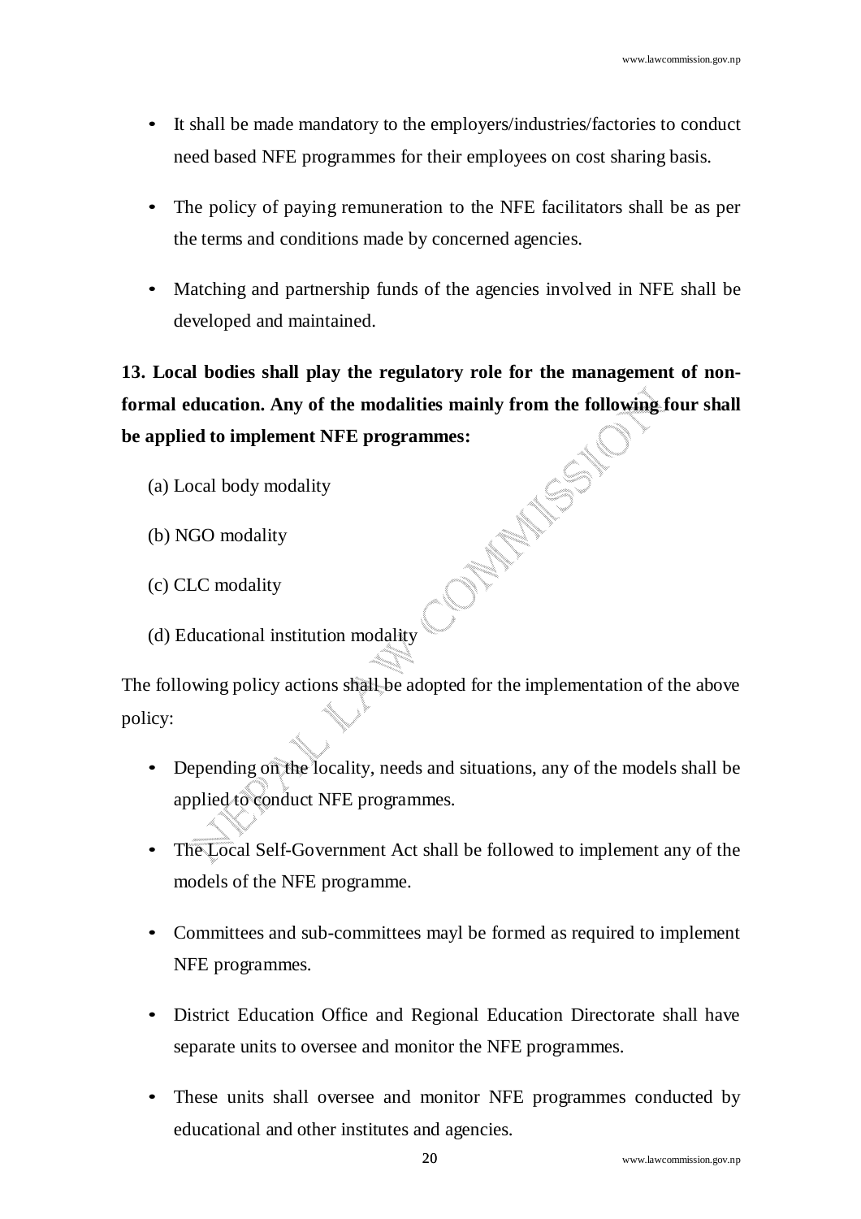- It shall be made mandatory to the employers/industries/factories to conduct need based NFE programmes for their employees on cost sharing basis.

- The policy of paying remuneration to the NFE facilitators shall be as per the terms and conditions made by concerned agencies.

- Matching and partnership funds of the agencies involved in NFE shall be developed and maintained.

**13. Local bodies shall play the regulatory role for the management of non-formal education. Any of the modalities mainly from the following four shall be applied to implement NFE programmes:**

(a) Local body modality

(b) NGO modality

(c) CLC modality

(d) Educational institution modality

The following policy actions shall be adopted for the implementation of the above policy:

- Depending on the locality, needs and situations, any of the models shall be applied to conduct NFE programmes.

- The Local Self-Government Act shall be followed to implement any of the models of the NFE programme.

- Committees and sub-committees mayl be formed as required to implement NFE programmes.

- District Education Office and Regional Education Directorate shall have separate units to oversee and monitor the NFE programmes.

- These units shall oversee and monitor NFE programmes conducted by educational and other institutes and agencies.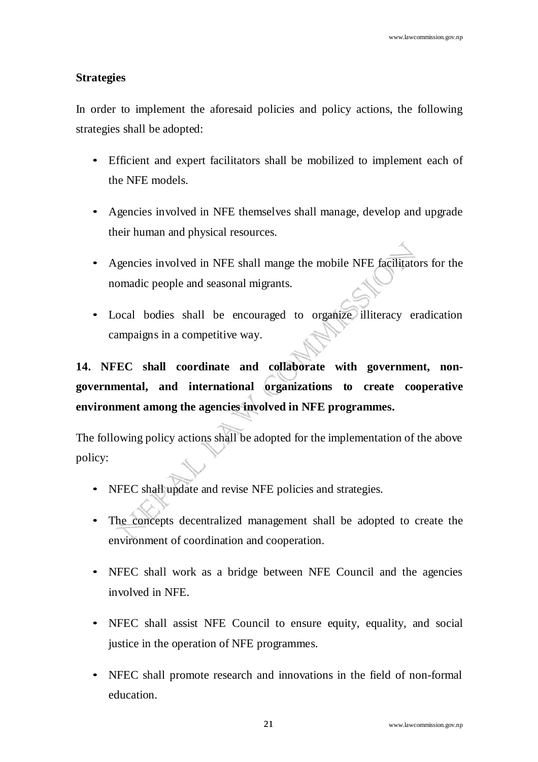**Strategies**

In order to implement the aforesaid policies and policy actions, the following strategies shall be adopted:

- Efficient and expert facilitators shall be mobilized to implement each of the NFE models.
- Agencies involved in NFE themselves shall manage, develop and upgrade their human and physical resources.
- Agencies involved in NFE shall mange the mobile NFE facilitators for the nomadic people and seasonal migrants.
- Local bodies shall be encouraged to organize illiteracy eradication campaigns in a competitive way.

**14. NFEC shall coordinate and collaborate with government, non-governmental, and international organizations to create cooperative environment among the agencies involved in NFE programmes.**

The following policy actions shall be adopted for the implementation of the above policy:

- NFEC shall update and revise NFE policies and strategies.
- The concepts decentralized management shall be adopted to create the environment of coordination and cooperation.
- NFEC shall work as a bridge between NFE Council and the agencies involved in NFE.
- NFEC shall assist NFE Council to ensure equity, equality, and social justice in the operation of NFE programmes.
- NFEC shall promote research and innovations in the field of non-formal education.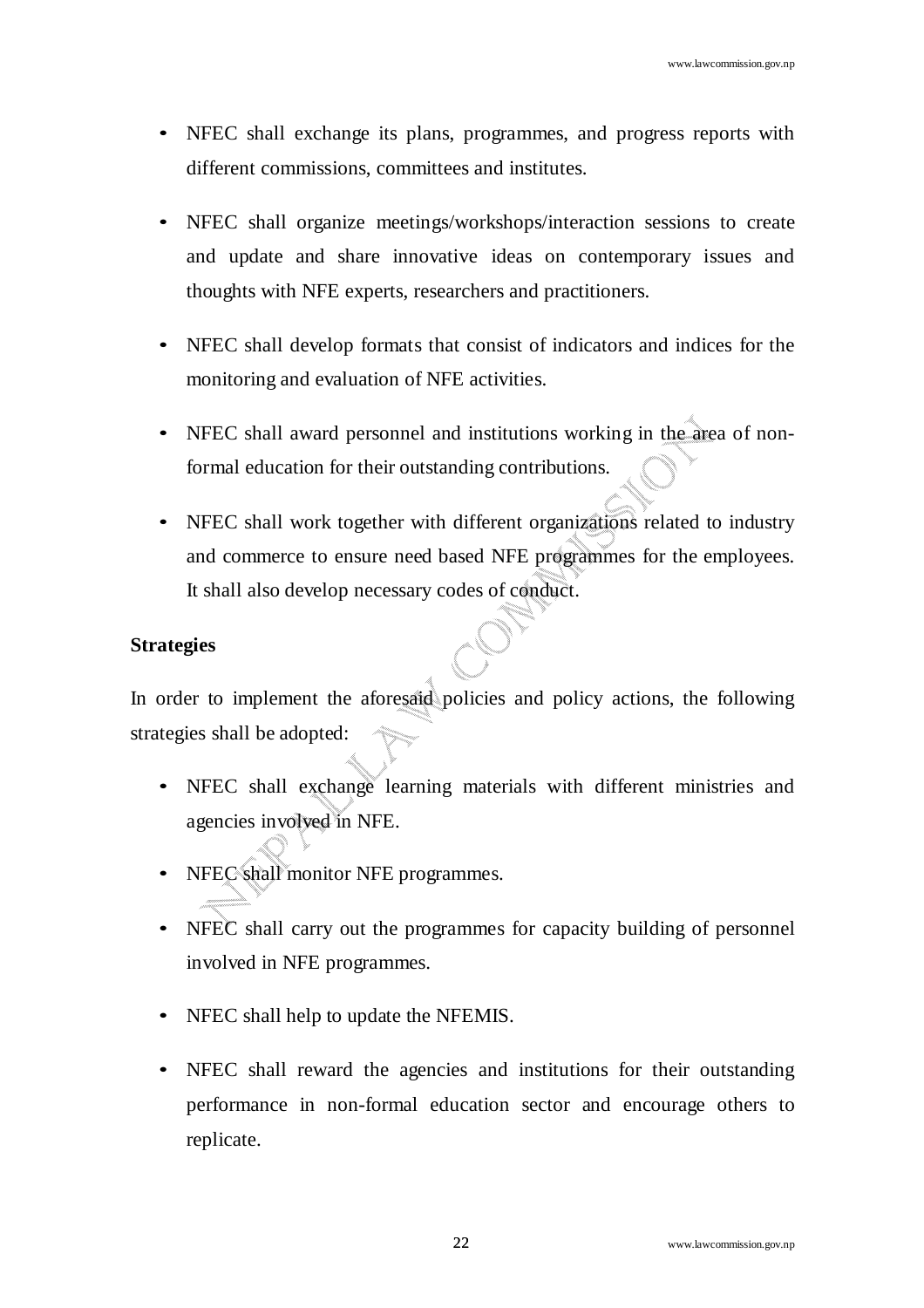- NFEC shall exchange its plans, programmes, and progress reports with different commissions, committees and institutes.
- NFEC shall organize meetings/workshops/interaction sessions to create and update and share innovative ideas on contemporary issues and thoughts with NFE experts, researchers and practitioners.
- NFEC shall develop formats that consist of indicators and indices for the monitoring and evaluation of NFE activities.
- NFEC shall award personnel and institutions working in the area of non-formal education for their outstanding contributions.
- NFEC shall work together with different organizations related to industry and commerce to ensure need based NFE programmes for the employees. It shall also develop necessary codes of conduct.

**Strategies**

In order to implement the aforesaid policies and policy actions, the following strategies shall be adopted:

- NFEC shall exchange learning materials with different ministries and agencies involved in NFE.
- NFEC shall monitor NFE programmes.
- NFEC shall carry out the programmes for capacity building of personnel involved in NFE programmes.
- NFEC shall help to update the NFEMIS.
- NFEC shall reward the agencies and institutions for their outstanding performance in non-formal education sector and encourage others to replicate.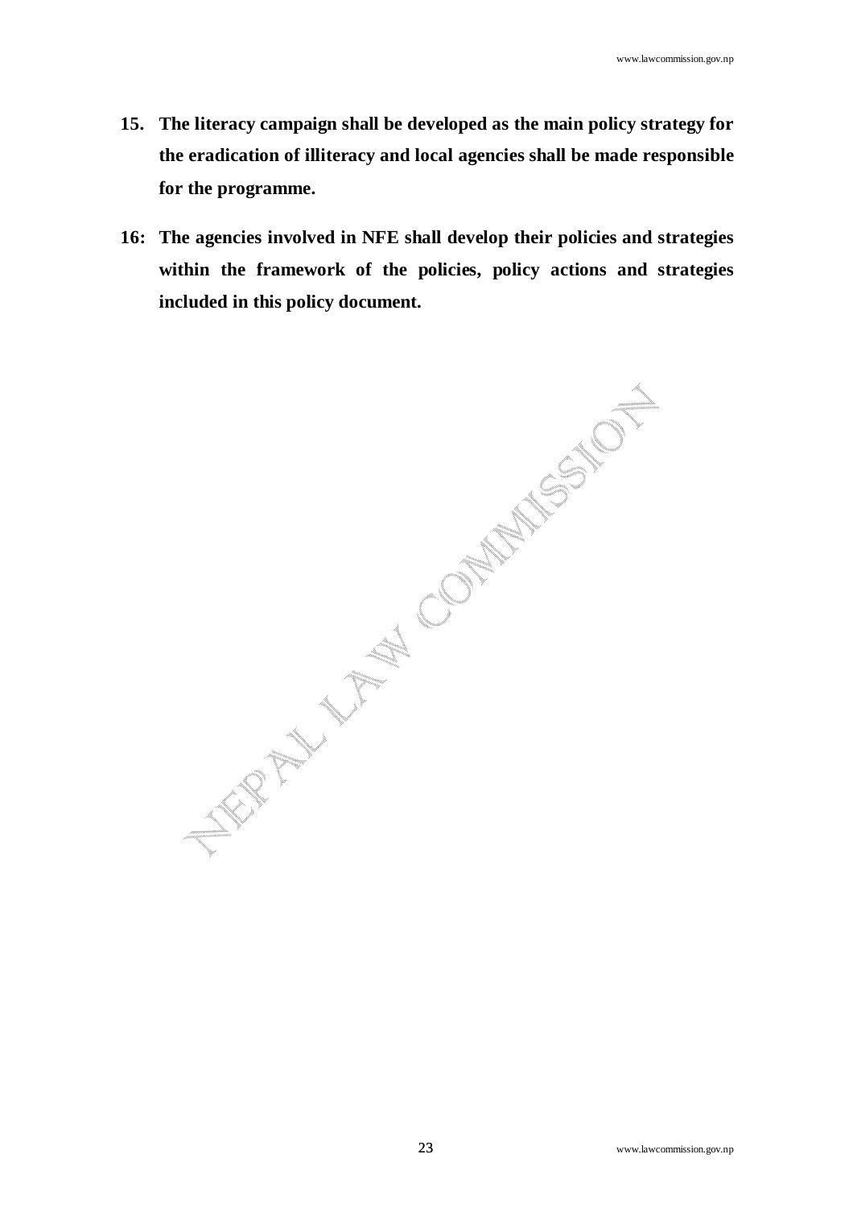**15. The literacy campaign shall be developed as the main policy strategy for the eradication of illiteracy and local agencies shall be made responsible for the programme.**

**16: The agencies involved in NFE shall develop their policies and strategies within the framework of the policies, policy actions and strategies included in this policy document.**